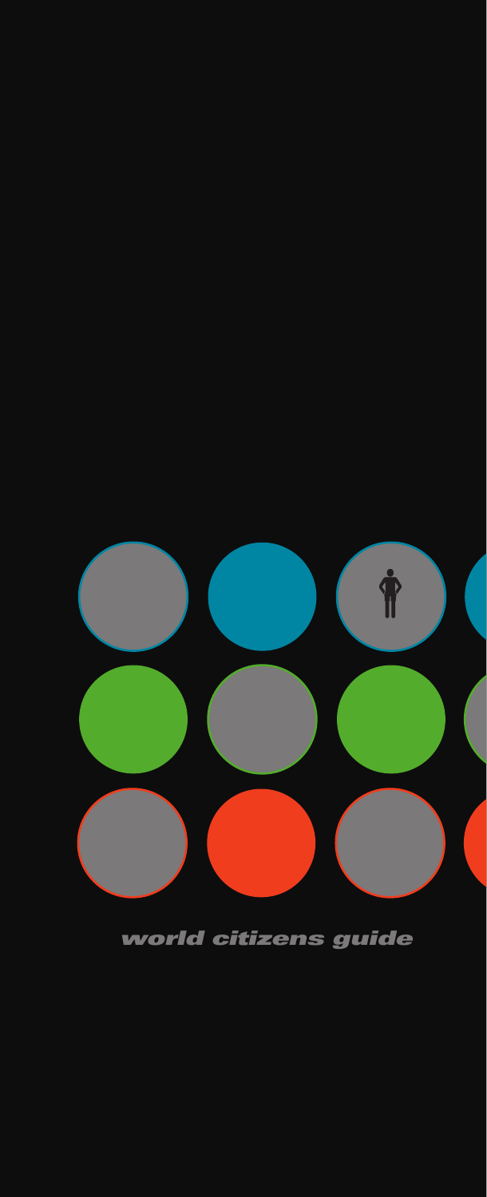world citizens guide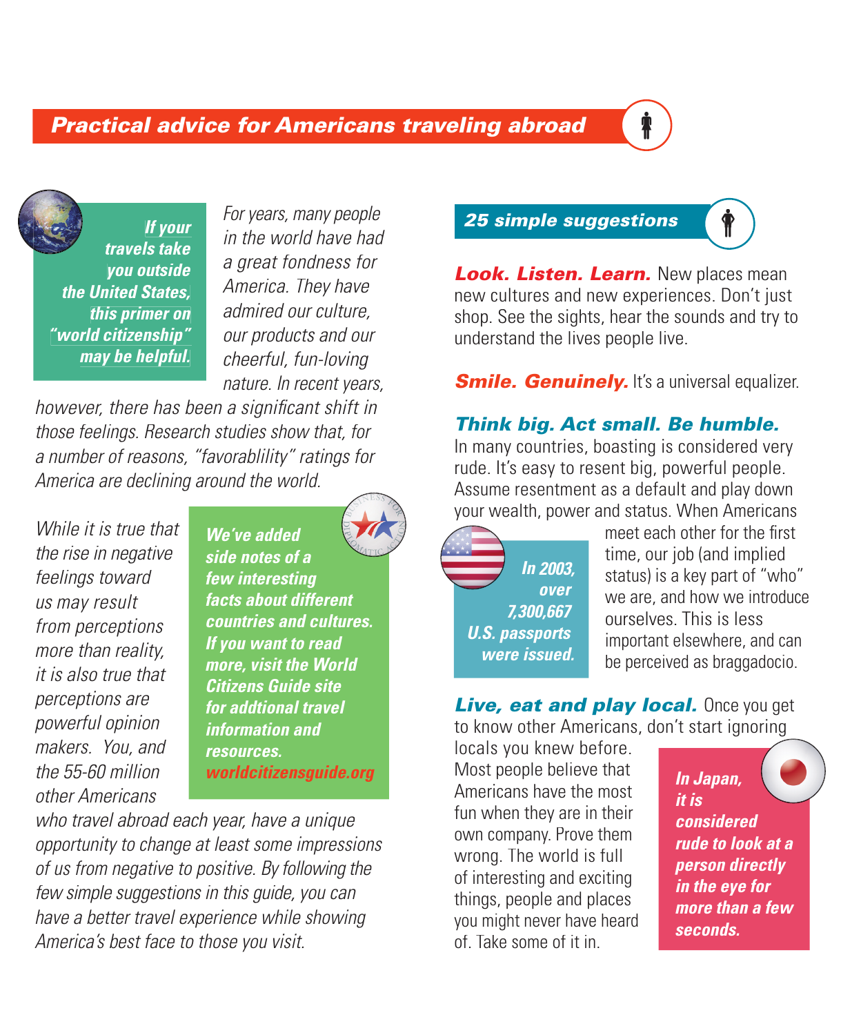## Practical advice for Americans traveling abroad

***If your travels take you outside the United States, this primer on "world citizenship" may be helpful.***

*For years, many people in the world have had a great fondness for America. They have admired our culture, our products and our cheerful, fun-loving nature. In recent years, however, there has been a significant shift in those feelings. Research studies show that, for a number of reasons, "favorablility" ratings for America are declining around the world.*

*While it is true that the rise in negative feelings toward us may result from perceptions more than reality, it is also true that perceptions are powerful opinion makers. You, and the 55-60 million other Americans who travel abroad each year, have a unique opportunity to change at least some impressions of us from negative to positive. By following the few simple suggestions in this guide, you can have a better travel experience while showing America's best face to those you visit.*

***We've added side notes of a few interesting facts about different countries and cultures. If you want to read more, visit the World Citizens Guide site for addtional travel information and resources. worldcitizensguide.org***

### 25 simple suggestions

***Look. Listen. Learn.*** New places mean new cultures and new experiences. Don't just shop. See the sights, hear the sounds and try to understand the lives people live.

***Smile. Genuinely.*** It's a universal equalizer.

***Think big. Act small. Be humble.*** In many countries, boasting is considered very rude. It's easy to resent big, powerful people. Assume resentment as a default and play down your wealth, power and status. When Americans meet each other for the first time, our job (and implied status) is a key part of "who" we are, and how we introduce ourselves. This is less important elsewhere, and can be perceived as braggadocio.

***In 2003, over 7,300,667 U.S. passports were issued.***

***Live, eat and play local.*** Once you get to know other Americans, don't start ignoring locals you knew before. Most people believe that Americans have the most fun when they are in their own company. Prove them wrong. The world is full of interesting and exciting things, people and places you might never have heard of. Take some of it in.

***In Japan, it is considered rude to look at a person directly in the eye for more than a few seconds.***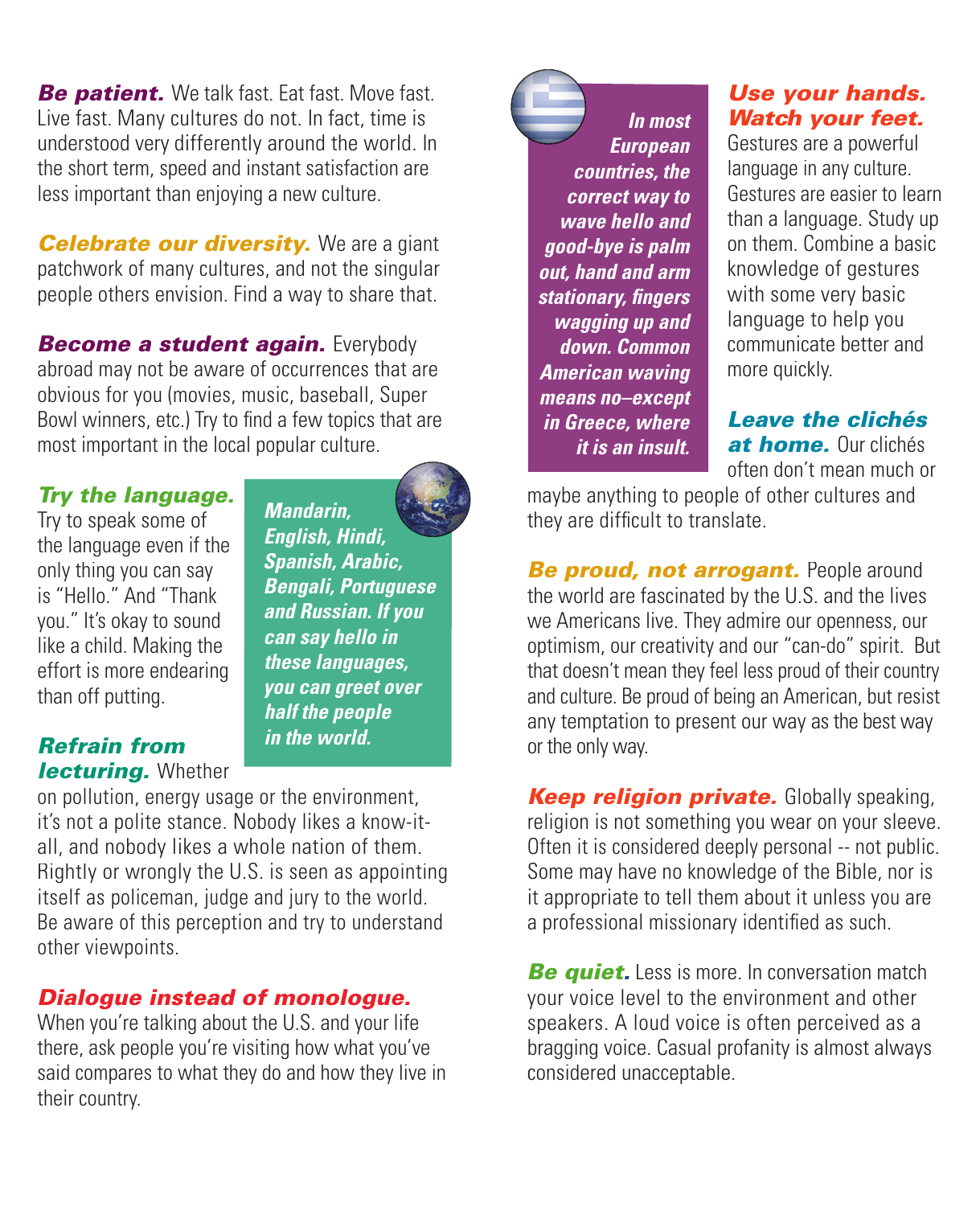**Be patient.** We talk fast. Eat fast. Move fast. Live fast. Many cultures do not. In fact, time is understood very differently around the world. In the short term, speed and instant satisfaction are less important than enjoying a new culture.

**Celebrate our diversity.** We are a giant patchwork of many cultures, and not the singular people others envision. Find a way to share that.

**Become a student again.** Everybody abroad may not be aware of occurrences that are obvious for you (movies, music, baseball, Super Bowl winners, etc.) Try to find a few topics that are most important in the local popular culture.

**Try the language.** Try to speak some of the language even if the only thing you can say is "Hello." And "Thank you." It's okay to sound like a child. Making the effort is more endearing than off putting.

***Mandarin, English, Hindi, Spanish, Arabic, Bengali, Portuguese and Russian. If you can say hello in these languages, you can greet over half the people in the world.***

**Refrain from lecturing.** Whether on pollution, energy usage or the environment, it's not a polite stance. Nobody likes a know-it-all, and nobody likes a whole nation of them. Rightly or wrongly the U.S. is seen as appointing itself as policeman, judge and jury to the world. Be aware of this perception and try to understand other viewpoints.

**Dialogue instead of monologue.** When you're talking about the U.S. and your life there, ask people you're visiting how what you've said compares to what they do and how they live in their country.

***In most European countries, the correct way to wave hello and good-bye is palm out, hand and arm stationary, fingers wagging up and down. Common American waving means no–except in Greece, where it is an insult.***

**Use your hands. Watch your feet.** Gestures are a powerful language in any culture. Gestures are easier to learn than a language. Study up on them. Combine a basic knowledge of gestures with some very basic language to help you communicate better and more quickly.

**Leave the clichés at home.** Our clichés often don't mean much or maybe anything to people of other cultures and they are difficult to translate.

**Be proud, not arrogant.** People around the world are fascinated by the U.S. and the lives we Americans live. They admire our openness, our optimism, our creativity and our "can-do" spirit. But that doesn't mean they feel less proud of their country and culture. Be proud of being an American, but resist any temptation to present our way as the best way or the only way.

**Keep religion private.** Globally speaking, religion is not something you wear on your sleeve. Often it is considered deeply personal -- not public. Some may have no knowledge of the Bible, nor is it appropriate to tell them about it unless you are a professional missionary identified as such.

**Be quiet.** Less is more. In conversation match your voice level to the environment and other speakers. A loud voice is often perceived as a bragging voice. Casual profanity is almost always considered unacceptable.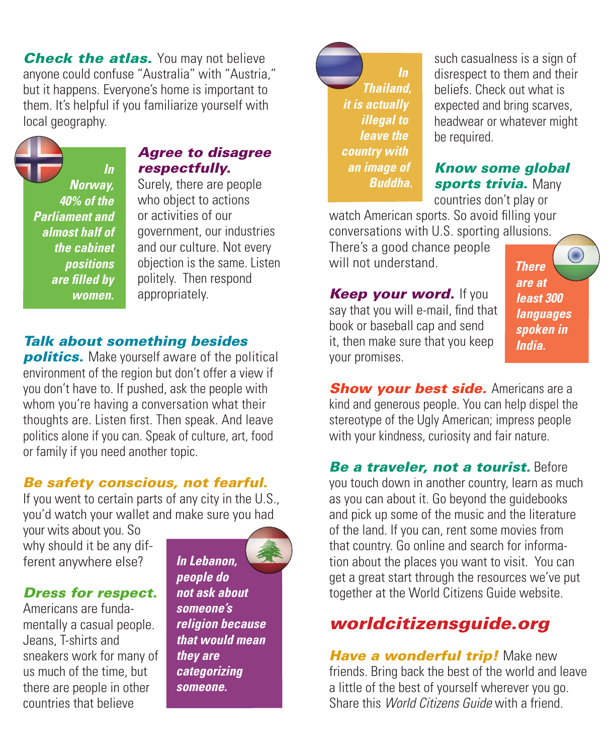***Check the atlas.*** You may not believe anyone could confuse "Australia" with "Austria," but it happens. Everyone's home is important to them. It's helpful if you familiarize yourself with local geography.

***In Norway, 40% of the Parliament and almost half of the cabinet positions are filled by women.***

***Agree to disagree respectfully.*** Surely, there are people who object to actions or activities of our government, our industries and our culture. Not every objection is the same. Listen politely. Then respond appropriately.

***Talk about something besides politics.*** Make yourself aware of the political environment of the region but don't offer a view if you don't have to. If pushed, ask the people with whom you're having a conversation what their thoughts are. Listen first. Then speak. And leave politics alone if you can. Speak of culture, art, food or family if you need another topic.

***Be safety conscious, not fearful.*** If you went to certain parts of any city in the U.S., you'd watch your wallet and make sure you had your wits about you. So why should it be any different anywhere else?

***In Lebanon, people do not ask about someone's religion because that would mean they are categorizing someone.***

***Dress for respect.*** Americans are fundamentally a casual people. Jeans, T-shirts and sneakers work for many of us much of the time, but there are people in other countries that believe such casualness is a sign of disrespect to them and their beliefs. Check out what is expected and bring scarves, headwear or whatever might be required.

***In Thailand, it is actually illegal to leave the country with an image of Buddha.***

***Know some global sports trivia.*** Many countries don't play or watch American sports. So avoid filling your conversations with U.S. sporting allusions. There's a good chance people will not understand.

***There are at least 300 languages spoken in India.***

***Keep your word.*** If you say that you will e-mail, find that book or baseball cap and send it, then make sure that you keep your promises.

***Show your best side.*** Americans are a kind and generous people. You can help dispel the stereotype of the Ugly American; impress people with your kindness, curiosity and fair nature.

***Be a traveler, not a tourist.*** Before you touch down in another country, learn as much as you can about it. Go beyond the guidebooks and pick up some of the music and the literature of the land. If you can, rent some movies from that country. Go online and search for information about the places you want to visit. You can get a great start through the resources we've put together at the World Citizens Guide website.

***worldcitizensguide.org***

***Have a wonderful trip!*** Make new friends. Bring back the best of the world and leave a little of the best of yourself wherever you go. Share this *World Citizens Guide* with a friend.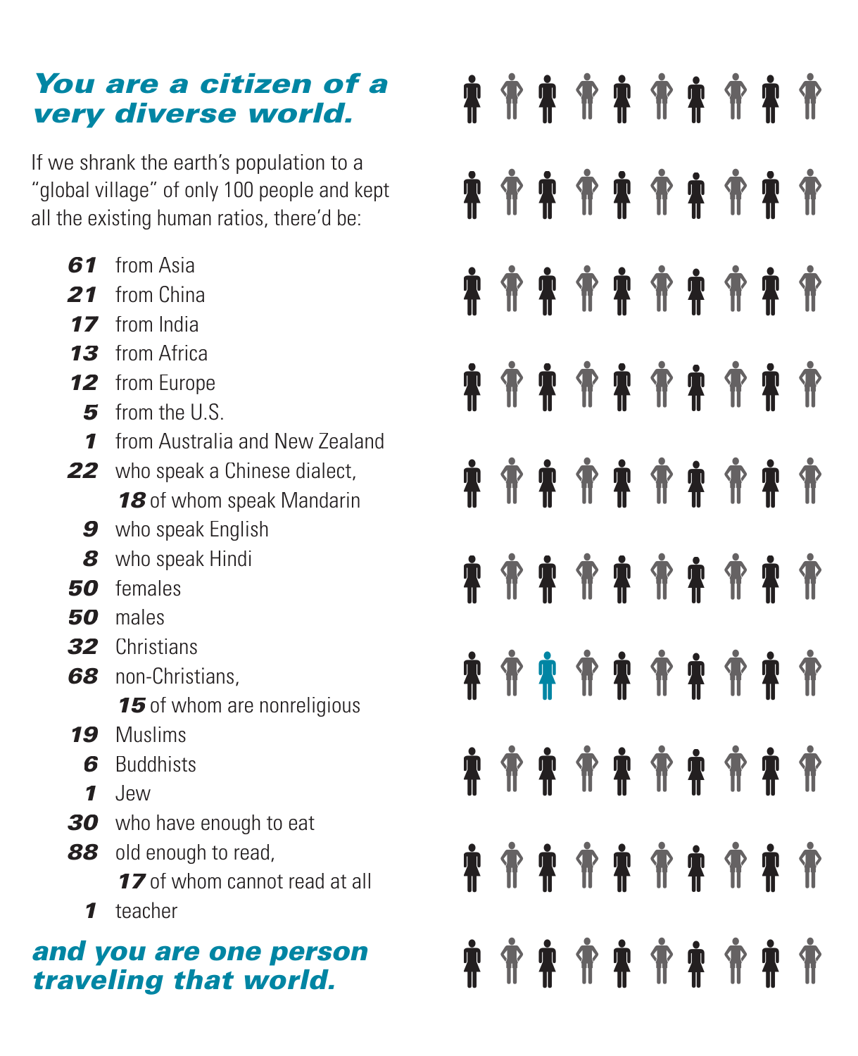## *You are a citizen of a very diverse world.*

If we shrank the earth's population to a "global village" of only 100 people and kept all the existing human ratios, there'd be:

- ***61*** from Asia
- ***21*** from China
- ***17*** from India
- ***13*** from Africa
- ***12*** from Europe
- ***5*** from the U.S.
- ***1*** from Australia and New Zealand
- ***22*** who speak a Chinese dialect,
  ***18*** of whom speak Mandarin
- ***9*** who speak English
- ***8*** who speak Hindi
- ***50*** females
- ***50*** males
- ***32*** Christians
- ***68*** non-Christians,
  ***15*** of whom are nonreligious
- ***19*** Muslims
- ***6*** Buddhists
- ***1*** Jew
- ***30*** who have enough to eat
- ***88*** old enough to read,
  ***17*** of whom cannot read at all
- ***1*** teacher

## *and you are one person traveling that world.*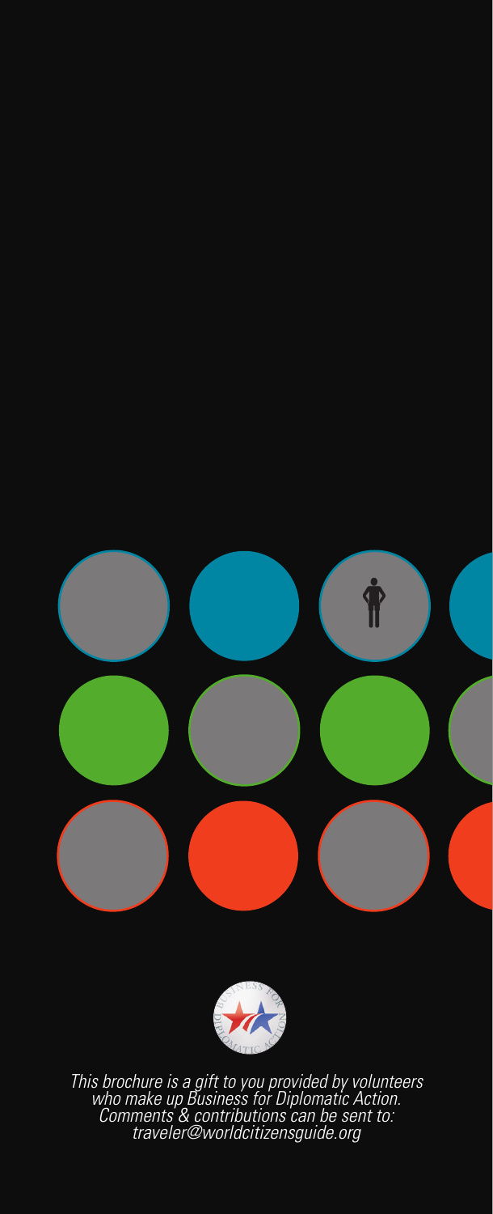*This brochure is a gift to you provided by volunteers who make up Business for Diplomatic Action. Comments & contributions can be sent to: traveler@worldcitizensguide.org*